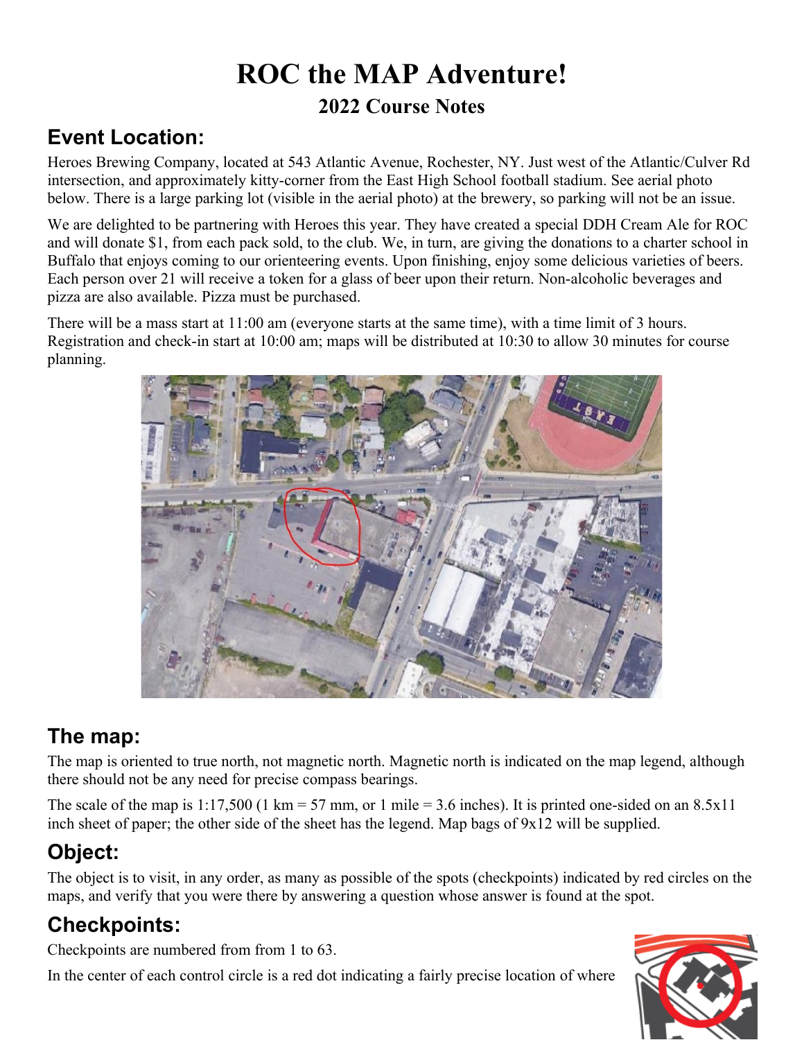# ROC the MAP Adventure!

## 2022 Course Notes

## Event Location:

Heroes Brewing Company, located at 543 Atlantic Avenue, Rochester, NY. Just west of the Atlantic/Culver Rd intersection, and approximately kitty-corner from the East High School football stadium. See aerial photo below. There is a large parking lot (visible in the aerial photo) at the brewery, so parking will not be an issue.

We are delighted to be partnering with Heroes this year. They have created a special DDH Cream Ale for ROC and will donate $1, from each pack sold, to the club. We, in turn, are giving the donations to a charter school in Buffalo that enjoys coming to our orienteering events. Upon finishing, enjoy some delicious varieties of beers. Each person over 21 will receive a token for a glass of beer upon their return. Non-alcoholic beverages and pizza are also available. Pizza must be purchased.

There will be a mass start at 11:00 am (everyone starts at the same time), with a time limit of 3 hours. Registration and check-in start at 10:00 am; maps will be distributed at 10:30 to allow 30 minutes for course planning.

## The map:

The map is oriented to true north, not magnetic north. Magnetic north is indicated on the map legend, although there should not be any need for precise compass bearings.

The scale of the map is 1:17,500 (1 km = 57 mm, or 1 mile = 3.6 inches). It is printed one-sided on an 8.5x11 inch sheet of paper; the other side of the sheet has the legend. Map bags of 9x12 will be supplied.

## Object:

The object is to visit, in any order, as many as possible of the spots (checkpoints) indicated by red circles on the maps, and verify that you were there by answering a question whose answer is found at the spot.

## Checkpoints:

Checkpoints are numbered from from 1 to 63.

In the center of each control circle is a red dot indicating a fairly precise location of where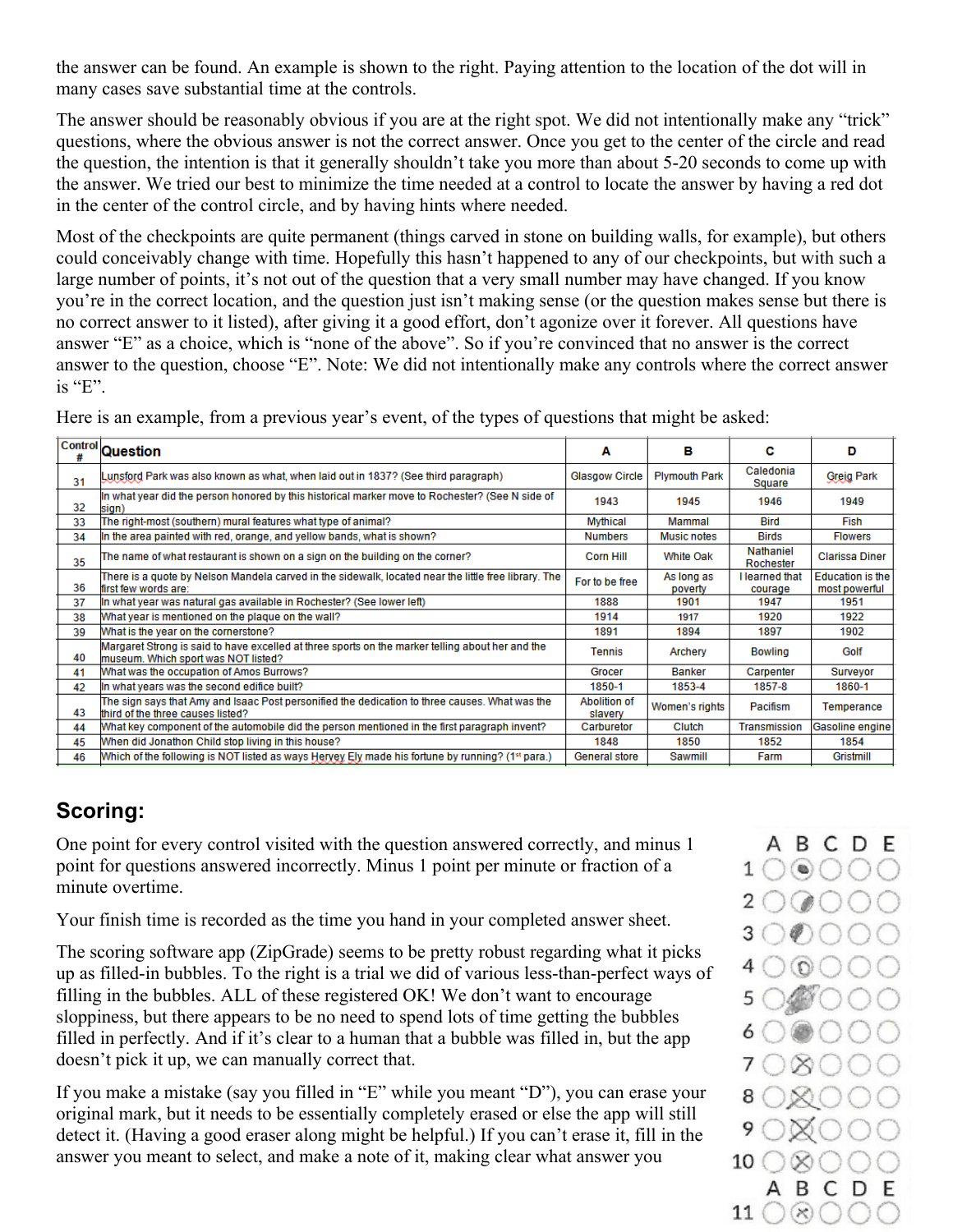the answer can be found. An example is shown to the right. Paying attention to the location of the dot will in many cases save substantial time at the controls.

The answer should be reasonably obvious if you are at the right spot. We did not intentionally make any "trick" questions, where the obvious answer is not the correct answer. Once you get to the center of the circle and read the question, the intention is that it generally shouldn't take you more than about 5-20 seconds to come up with the answer. We tried our best to minimize the time needed at a control to locate the answer by having a red dot in the center of the control circle, and by having hints where needed.

Most of the checkpoints are quite permanent (things carved in stone on building walls, for example), but others could conceivably change with time. Hopefully this hasn't happened to any of our checkpoints, but with such a large number of points, it's not out of the question that a very small number may have changed. If you know you're in the correct location, and the question just isn't making sense (or the question makes sense but there is no correct answer to it listed), after giving it a good effort, don't agonize over it forever. All questions have answer "E" as a choice, which is "none of the above". So if you're convinced that no answer is the correct answer to the question, choose "E". Note: We did not intentionally make any controls where the correct answer is "E".

Here is an example, from a previous year's event, of the types of questions that might be asked:

| Control # | Question | A | B | C | D |
|---|---|---|---|---|---|
| 31 | Lunsford Park was also known as what, when laid out in 1837? (See third paragraph) | Glasgow Circle | Plymouth Park | Caledonia Square | Greig Park |
| 32 | In what year did the person honored by this historical marker move to Rochester? (See N side of sign) | 1943 | 1945 | 1946 | 1949 |
| 33 | The right-most (southern) mural features what type of animal? | Mythical | Mammal | Bird | Fish |
| 34 | In the area painted with red, orange, and yellow bands, what is shown? | Numbers | Music notes | Birds | Flowers |
| 35 | The name of what restaurant is shown on a sign on the building on the corner? | Corn Hill | White Oak | Nathaniel Rochester | Clarissa Diner |
| 36 | There is a quote by Nelson Mandela carved in the sidewalk, located near the little free library. The first few words are: | For to be free | As long as poverty | I learned that courage | Education is the most powerful |
| 37 | In what year was natural gas available in Rochester? (See lower left) | 1888 | 1901 | 1947 | 1951 |
| 38 | What year is mentioned on the plaque on the wall? | 1914 | 1917 | 1920 | 1922 |
| 39 | What is the year on the cornerstone? | 1891 | 1894 | 1897 | 1902 |
| 40 | Margaret Strong is said to have excelled at three sports on the marker telling about her and the museum. Which sport was NOT listed? | Tennis | Archery | Bowling | Golf |
| 41 | What was the occupation of Amos Burrows? | Grocer | Banker | Carpenter | Surveyor |
| 42 | In what years was the second edifice built? | 1850-1 | 1853-4 | 1857-8 | 1860-1 |
| 43 | The sign says that Amy and Isaac Post personified the dedication to three causes. What was the third of the three causes listed? | Abolition of slavery | Women's rights | Pacifism | Temperance |
| 44 | What key component of the automobile did the person mentioned in the first paragraph invent? | Carburetor | Clutch | Transmission | Gasoline engine |
| 45 | When did Jonathon Child stop living in this house? | 1848 | 1850 | 1852 | 1854 |
| 46 | Which of the following is NOT listed as ways Hervey Ely made his fortune by running? (1st para.) | General store | Sawmill | Farm | Gristmill |

## Scoring:

One point for every control visited with the question answered correctly, and minus 1 point for questions answered incorrectly. Minus 1 point per minute or fraction of a minute overtime.

Your finish time is recorded as the time you hand in your completed answer sheet.

The scoring software app (ZipGrade) seems to be pretty robust regarding what it picks up as filled-in bubbles. To the right is a trial we did of various less-than-perfect ways of filling in the bubbles. ALL of these registered OK! We don't want to encourage sloppiness, but there appears to be no need to spend lots of time getting the bubbles filled in perfectly. And if it's clear to a human that a bubble was filled in, but the app doesn't pick it up, we can manually correct that.

If you make a mistake (say you filled in "E" while you meant "D"), you can erase your original mark, but it needs to be essentially completely erased or else the app will still detect it. (Having a good eraser along might be helpful.) If you can't erase it, fill in the answer you meant to select, and make a note of it, making clear what answer you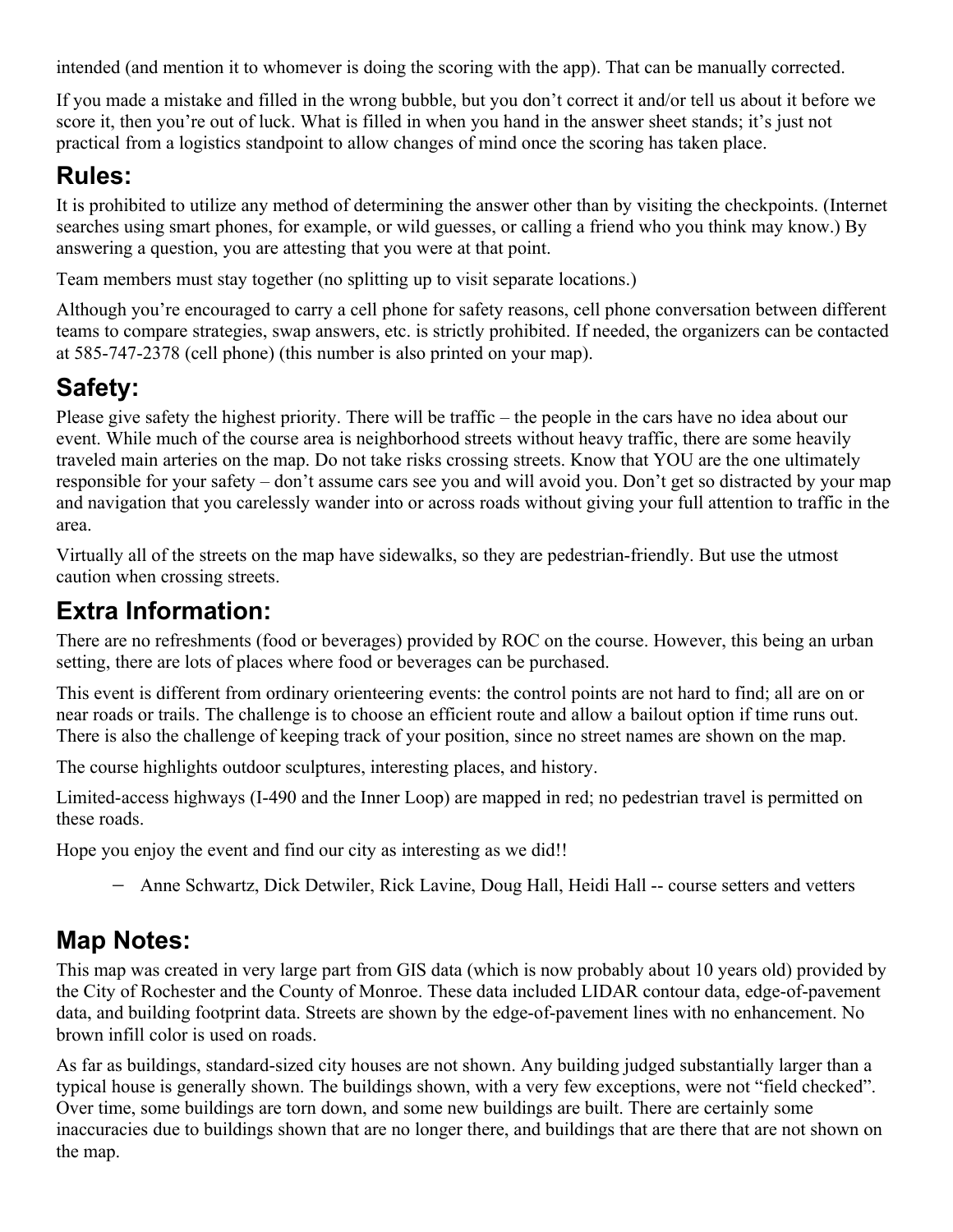intended (and mention it to whomever is doing the scoring with the app). That can be manually corrected.

If you made a mistake and filled in the wrong bubble, but you don't correct it and/or tell us about it before we score it, then you're out of luck. What is filled in when you hand in the answer sheet stands; it's just not practical from a logistics standpoint to allow changes of mind once the scoring has taken place.

## Rules:

It is prohibited to utilize any method of determining the answer other than by visiting the checkpoints. (Internet searches using smart phones, for example, or wild guesses, or calling a friend who you think may know.) By answering a question, you are attesting that you were at that point.

Team members must stay together (no splitting up to visit separate locations.)

Although you're encouraged to carry a cell phone for safety reasons, cell phone conversation between different teams to compare strategies, swap answers, etc. is strictly prohibited. If needed, the organizers can be contacted at 585-747-2378 (cell phone) (this number is also printed on your map).

## Safety:

Please give safety the highest priority. There will be traffic – the people in the cars have no idea about our event. While much of the course area is neighborhood streets without heavy traffic, there are some heavily traveled main arteries on the map. Do not take risks crossing streets. Know that YOU are the one ultimately responsible for your safety – don't assume cars see you and will avoid you. Don't get so distracted by your map and navigation that you carelessly wander into or across roads without giving your full attention to traffic in the area.

Virtually all of the streets on the map have sidewalks, so they are pedestrian-friendly. But use the utmost caution when crossing streets.

## Extra Information:

There are no refreshments (food or beverages) provided by ROC on the course. However, this being an urban setting, there are lots of places where food or beverages can be purchased.

This event is different from ordinary orienteering events: the control points are not hard to find; all are on or near roads or trails. The challenge is to choose an efficient route and allow a bailout option if time runs out. There is also the challenge of keeping track of your position, since no street names are shown on the map.

The course highlights outdoor sculptures, interesting places, and history.

Limited-access highways (I-490 and the Inner Loop) are mapped in red; no pedestrian travel is permitted on these roads.

Hope you enjoy the event and find our city as interesting as we did!!

- Anne Schwartz, Dick Detwiler, Rick Lavine, Doug Hall, Heidi Hall -- course setters and vetters

## Map Notes:

This map was created in very large part from GIS data (which is now probably about 10 years old) provided by the City of Rochester and the County of Monroe. These data included LIDAR contour data, edge-of-pavement data, and building footprint data. Streets are shown by the edge-of-pavement lines with no enhancement. No brown infill color is used on roads.

As far as buildings, standard-sized city houses are not shown. Any building judged substantially larger than a typical house is generally shown. The buildings shown, with a very few exceptions, were not "field checked". Over time, some buildings are torn down, and some new buildings are built. There are certainly some inaccuracies due to buildings shown that are no longer there, and buildings that are there that are not shown on the map.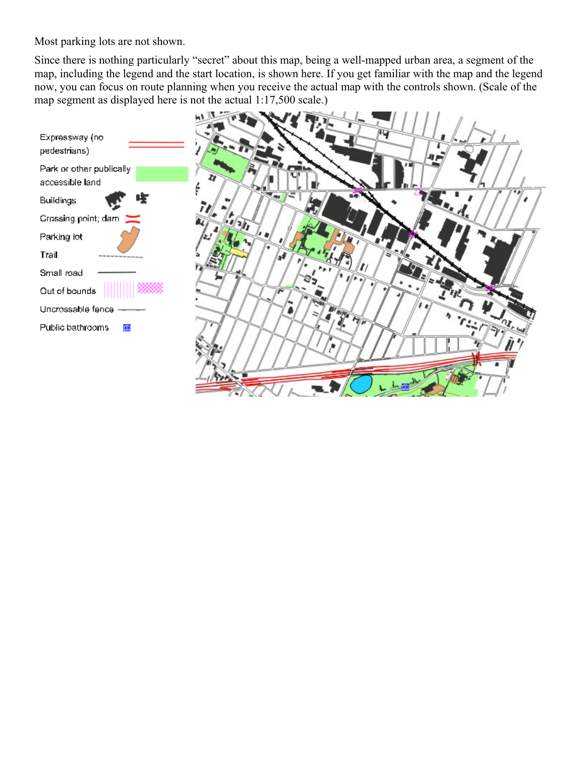Most parking lots are not shown.

Since there is nothing particularly "secret" about this map, being a well-mapped urban area, a segment of the map, including the legend and the start location, is shown here. If you get familiar with the map and the legend now, you can focus on route planning when you receive the actual map with the controls shown. (Scale of the map segment as displayed here is not the actual 1:17,500 scale.)

Expressway (no pedestrians)

Park or other publically accessible land

Buildings

Crossing point; dam

Parking lot

Trail

Small road

Out of bounds

Uncrossable fence

Public bathrooms